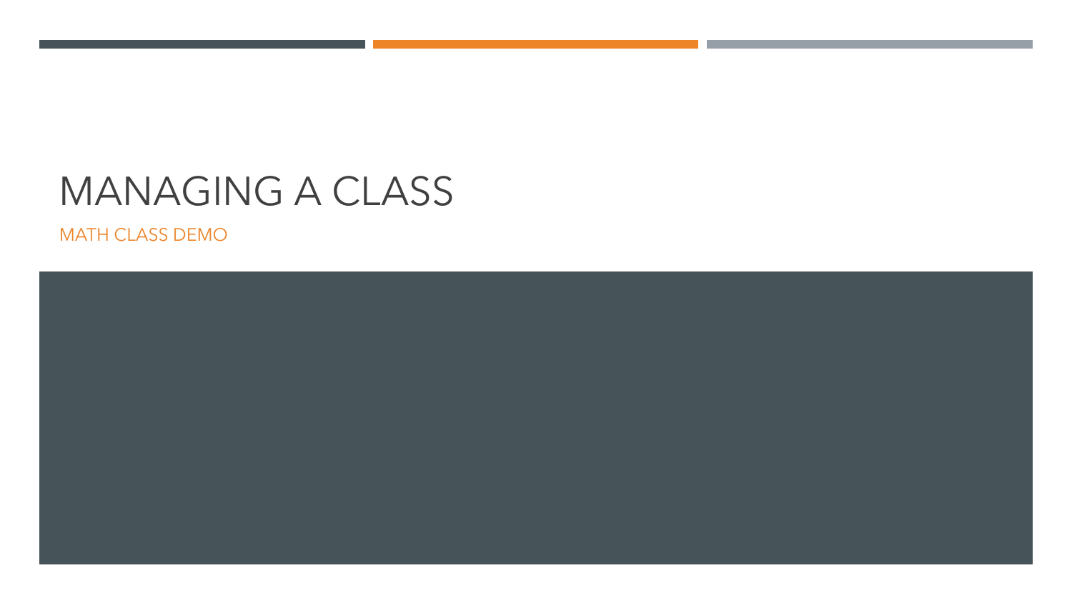# MANAGING A CLASS

MATH CLASS DEMO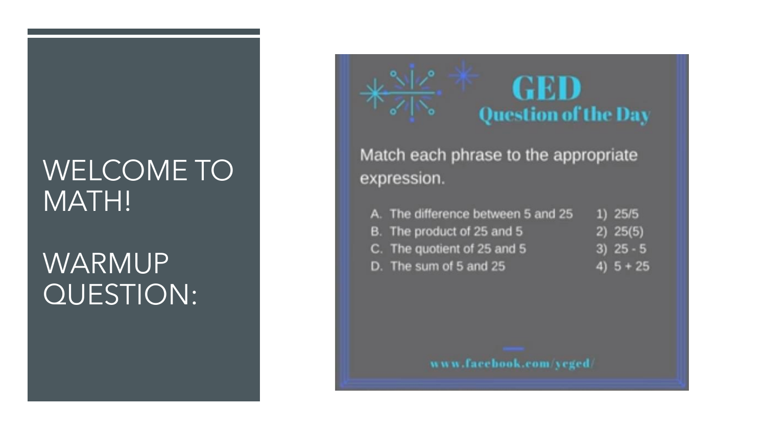# WELCOME TO MATH!

## WARMUP QUESTION:

**GED**
**Question of the Day**

Match each phrase to the appropriate expression.

A. The difference between 5 and 25
B. The product of 25 and 5
C. The quotient of 25 and 5
D. The sum of 5 and 25

1) $25/5$
2) $25(5)$
3) $25 - 5$
4) $5 + 25$

www.facebook.com/ycged/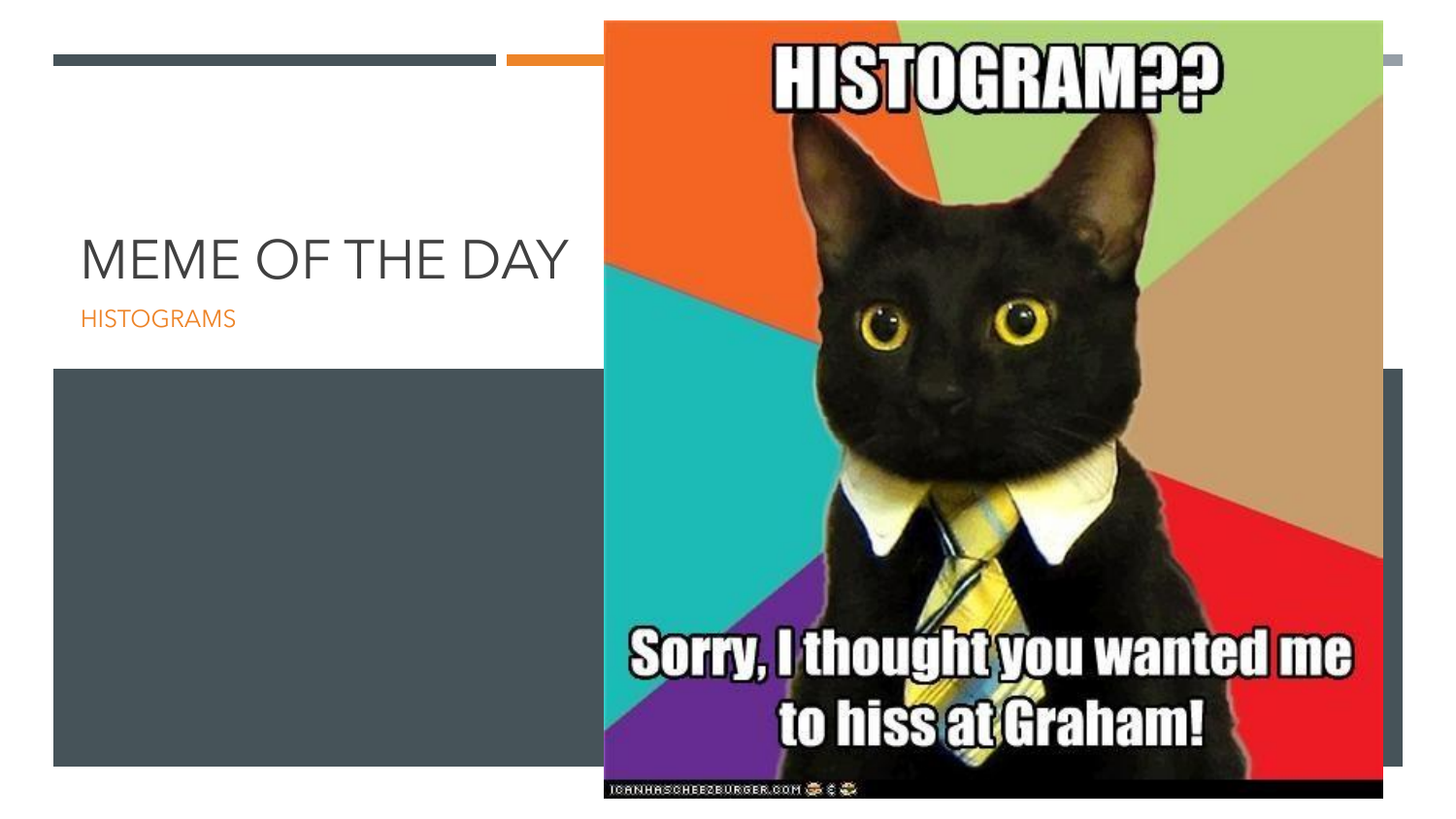# MEME OF THE DAY

HISTOGRAMS

HISTOGRAM??

Sorry, I thought you wanted me to hiss at Graham!

ICANHASCHEEZBURGER.COM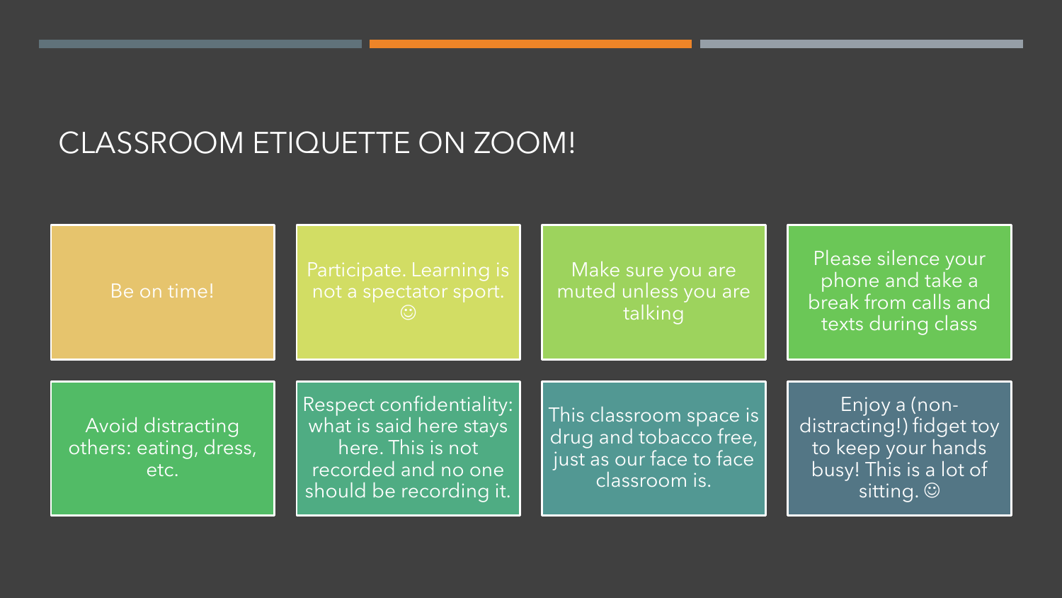# CLASSROOM ETIQUETTE ON ZOOM!

- Be on time!
- Participate. Learning is not a spectator sport. ☺
- Make sure you are muted unless you are talking
- Please silence your phone and take a break from calls and texts during class
- Avoid distracting others: eating, dress, etc.
- Respect confidentiality: what is said here stays here. This is not recorded and no one should be recording it.
- This classroom space is drug and tobacco free, just as our face to face classroom is.
- Enjoy a (non-distracting!) fidget toy to keep your hands busy! This is a lot of sitting. ☺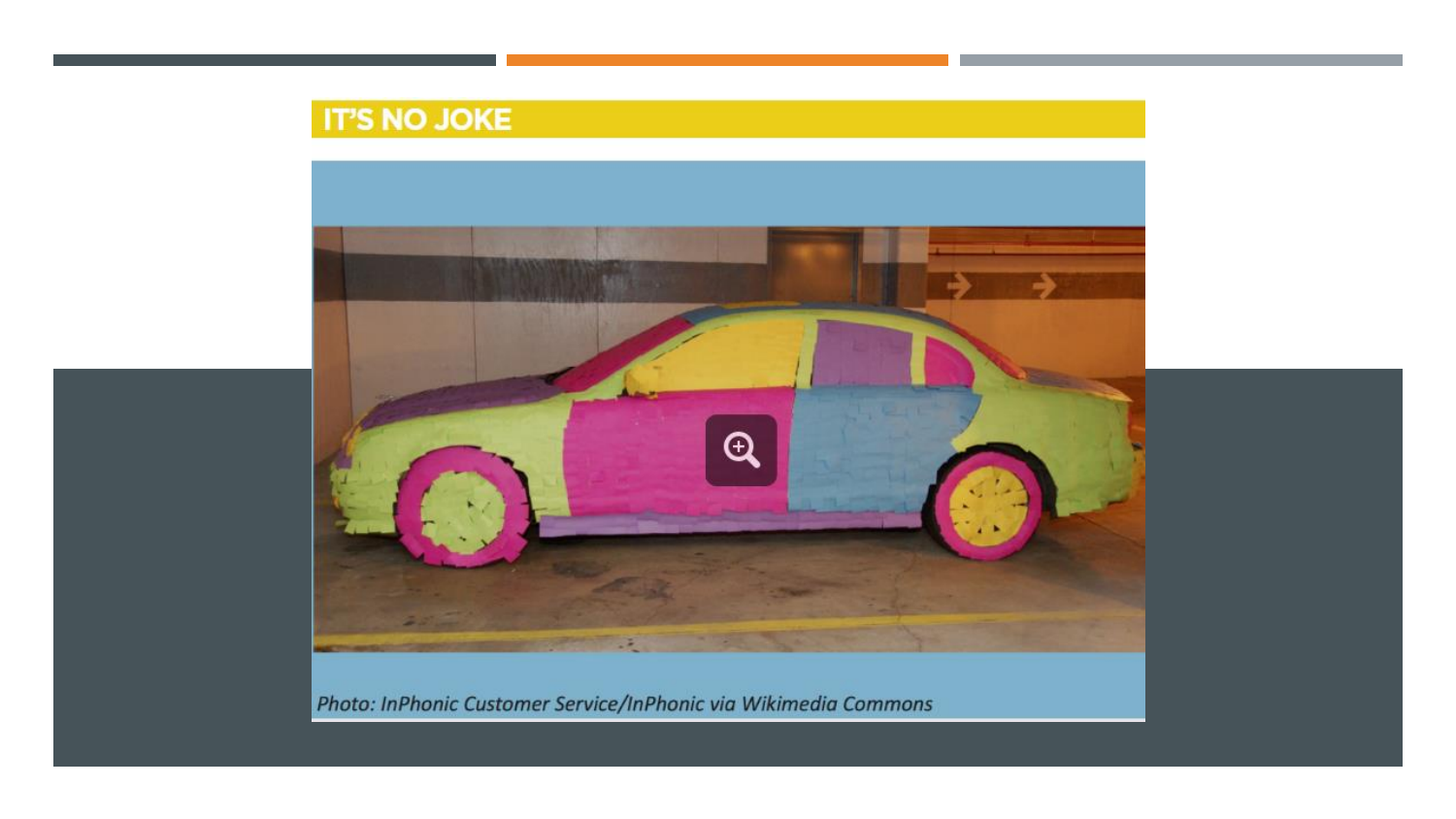# IT'S NO JOKE

*Photo: InPhonic Customer Service/InPhonic via Wikimedia Commons*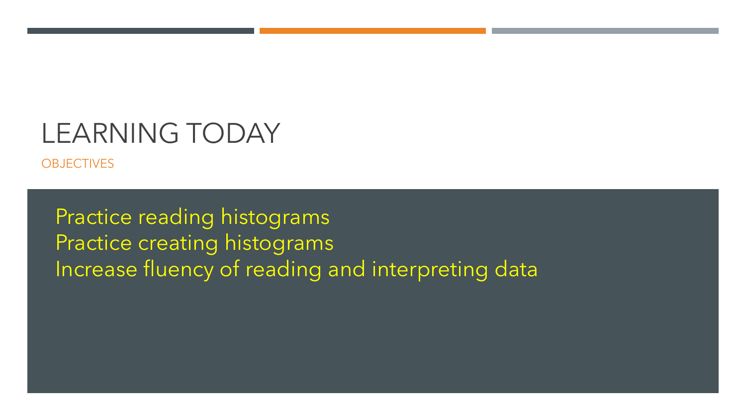# LEARNING TODAY

## OBJECTIVES

- Practice reading histograms
- Practice creating histograms
- Increase fluency of reading and interpreting data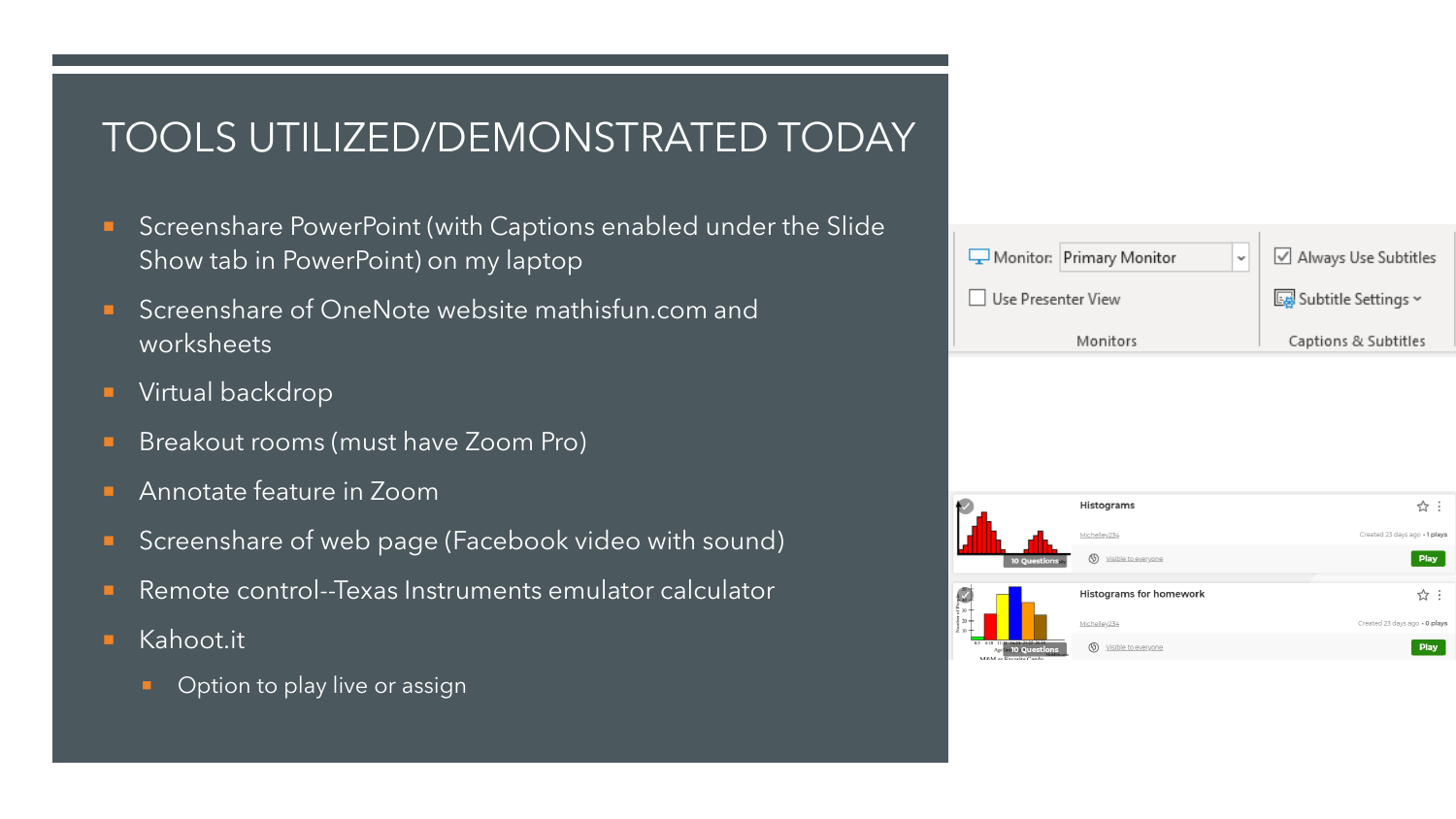# TOOLS UTILIZED/DEMONSTRATED TODAY

- Screenshare PowerPoint (with Captions enabled under the Slide Show tab in PowerPoint) on my laptop
- Screenshare of OneNote website mathisfun.com and worksheets
- Virtual backdrop
- Breakout rooms (must have Zoom Pro)
- Annotate feature in Zoom
- Screenshare of web page (Facebook video with sound)
- Remote control--Texas Instruments emulator calculator
- Kahoot.it
  - Option to play live or assign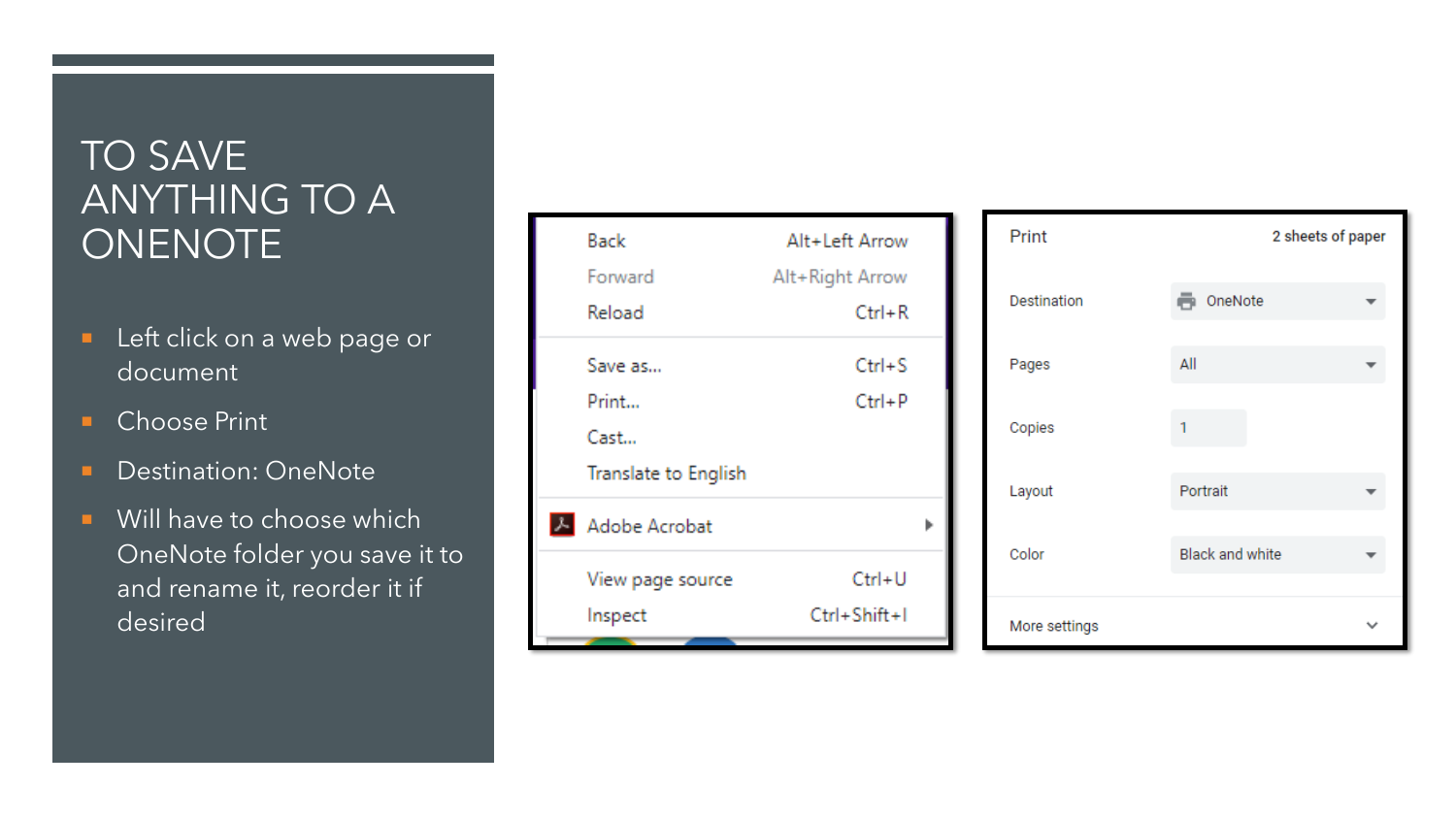# TO SAVE ANYTHING TO A ONENOTE

- Left click on a web page or document
- Choose Print
- Destination: OneNote
- Will have to choose which OneNote folder you save it to and rename it, reorder it if desired

| | |
|---|---|
| Back | Alt+Left Arrow |
| Forward | Alt+Right Arrow |
| Reload | Ctrl+R |
| Save as... | Ctrl+S |
| Print... | Ctrl+P |
| Cast... | |
| Translate to English | |
| Adobe Acrobat | |
| View page source | Ctrl+U |
| Inspect | Ctrl+Shift+I |

| Print | 2 sheets of paper |
|---|---|
| Destination | OneNote |
| Pages | All |
| Copies | 1 |
| Layout | Portrait |
| Color | Black and white |
| More settings | |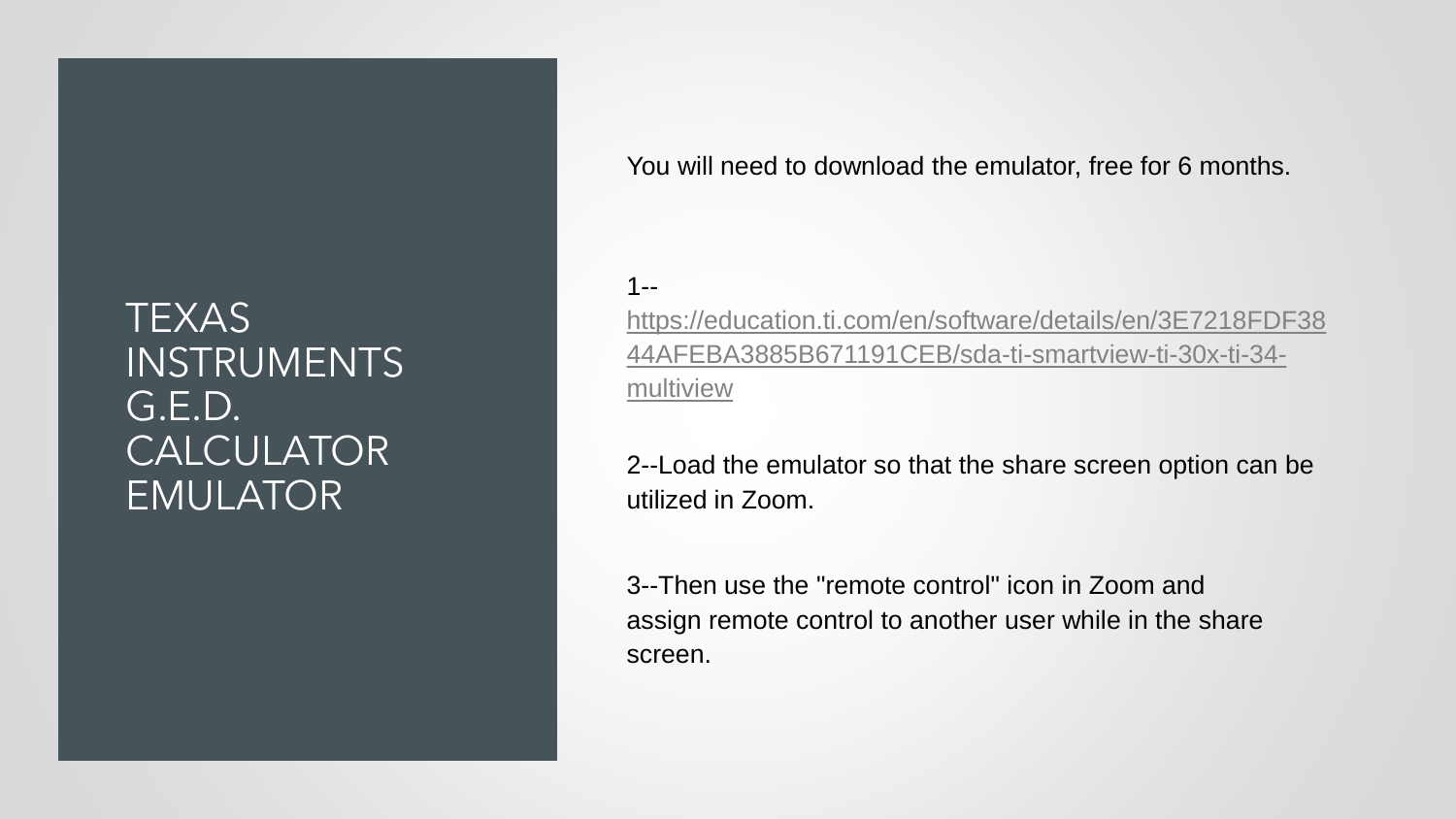# TEXAS INSTRUMENTS G.E.D. CALCULATOR EMULATOR

You will need to download the emulator, free for 6 months.

1--
https://education.ti.com/en/software/details/en/3E7218FDF3844AFEBA3885B671191CEB/sda-ti-smartview-ti-30x-ti-34-multiview

2--Load the emulator so that the share screen option can be utilized in Zoom.

3--Then use the "remote control" icon in Zoom and assign remote control to another user while in the share screen.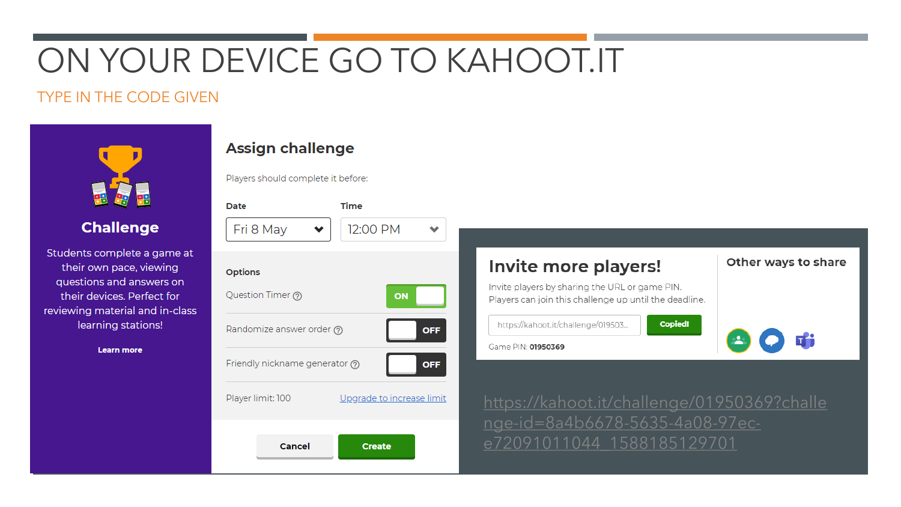# ON YOUR DEVICE GO TO KAHOOT.IT

TYPE IN THE CODE GIVEN

**Challenge**

Students complete a game at their own pace, viewing questions and answers on their devices. Perfect for reviewing material and in-class learning stations!

Learn more

## Assign challenge

Players should complete it before:

| Date | Time |
|---|---|
| Fri 8 May | 12:00 PM |

**Options**

Question Timer ON

Randomize answer order OFF

Friendly nickname generator OFF

Player limit: 100 Upgrade to increase limit

Cancel | Create

## Invite more players!

Invite players by sharing the URL or game PIN.
Players can join this challenge up until the deadline.

https://kahoot.it/challenge/019503... Copied!

Game PIN: **01950369**

Other ways to share

https://kahoot.it/challenge/01950369?challenge-id=8a4b6678-5635-4a08-97ec-e72091011044_1588185129701